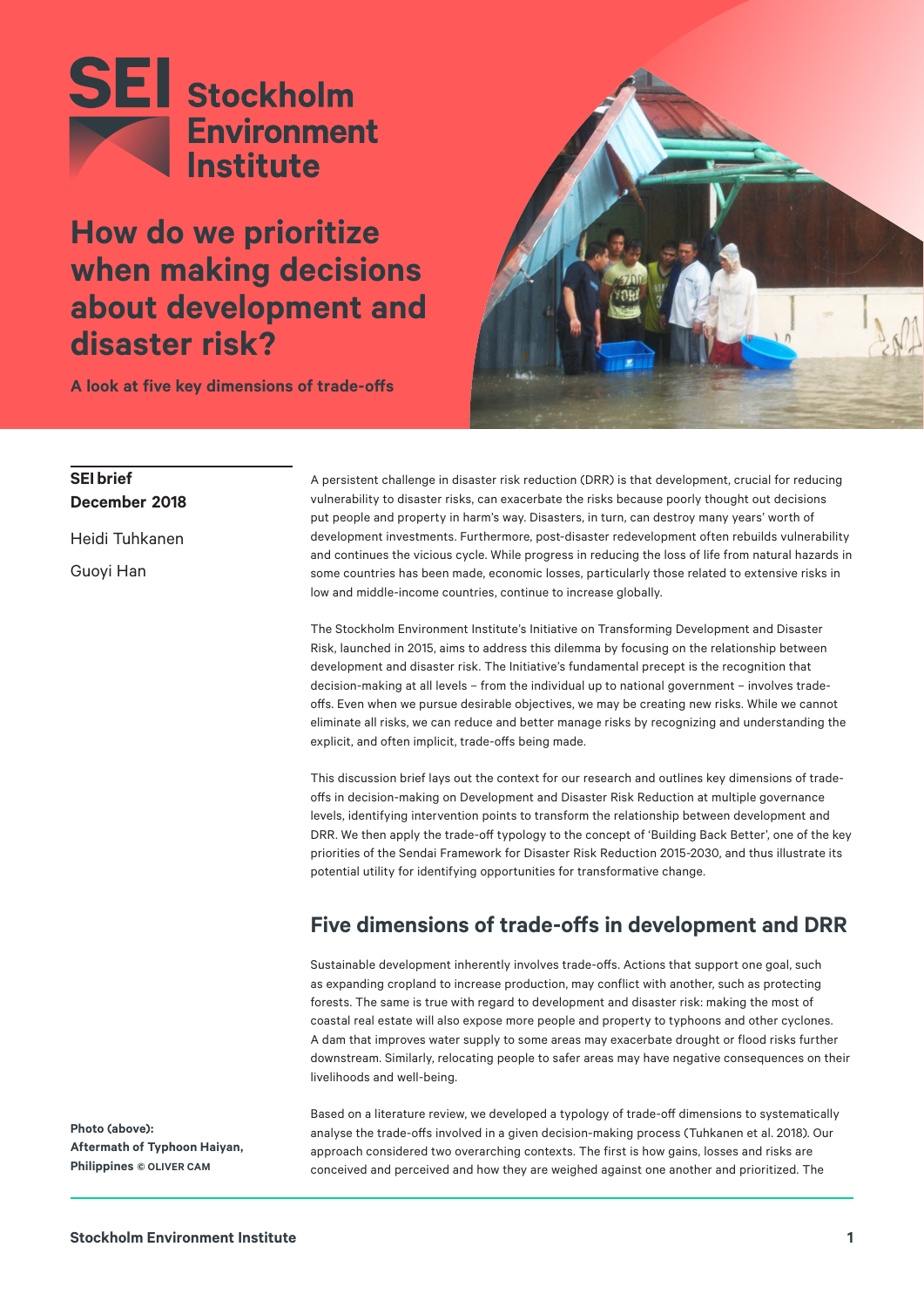SEI Stockholm Environment Institute

# How do we prioritize when making decisions about development and disaster risk?

**A look at five key dimensions of trade-offs**

**SEI brief**
**December 2018**

Heidi Tuhkanen

Guoyi Han

A persistent challenge in disaster risk reduction (DRR) is that development, crucial for reducing vulnerability to disaster risks, can exacerbate the risks because poorly thought out decisions put people and property in harm's way. Disasters, in turn, can destroy many years' worth of development investments. Furthermore, post-disaster redevelopment often rebuilds vulnerability and continues the vicious cycle. While progress in reducing the loss of life from natural hazards in some countries has been made, economic losses, particularly those related to extensive risks in low and middle-income countries, continue to increase globally.

The Stockholm Environment Institute's Initiative on Transforming Development and Disaster Risk, launched in 2015, aims to address this dilemma by focusing on the relationship between development and disaster risk. The Initiative's fundamental precept is the recognition that decision-making at all levels – from the individual up to national government – involves trade-offs. Even when we pursue desirable objectives, we may be creating new risks. While we cannot eliminate all risks, we can reduce and better manage risks by recognizing and understanding the explicit, and often implicit, trade-offs being made.

This discussion brief lays out the context for our research and outlines key dimensions of trade-offs in decision-making on Development and Disaster Risk Reduction at multiple governance levels, identifying intervention points to transform the relationship between development and DRR. We then apply the trade-off typology to the concept of 'Building Back Better', one of the key priorities of the Sendai Framework for Disaster Risk Reduction 2015-2030, and thus illustrate its potential utility for identifying opportunities for transformative change.

## Five dimensions of trade-offs in development and DRR

Sustainable development inherently involves trade-offs. Actions that support one goal, such as expanding cropland to increase production, may conflict with another, such as protecting forests. The same is true with regard to development and disaster risk: making the most of coastal real estate will also expose more people and property to typhoons and other cyclones. A dam that improves water supply to some areas may exacerbate drought or flood risks further downstream. Similarly, relocating people to safer areas may have negative consequences on their livelihoods and well-being.

Based on a literature review, we developed a typology of trade-off dimensions to systematically analyse the trade-offs involved in a given decision-making process (Tuhkanen et al. 2018). Our approach considered two overarching contexts. The first is how gains, losses and risks are conceived and perceived and how they are weighed against one another and prioritized. The

**Photo (above): Aftermath of Typhoon Haiyan, Philippines** © OLIVER CAM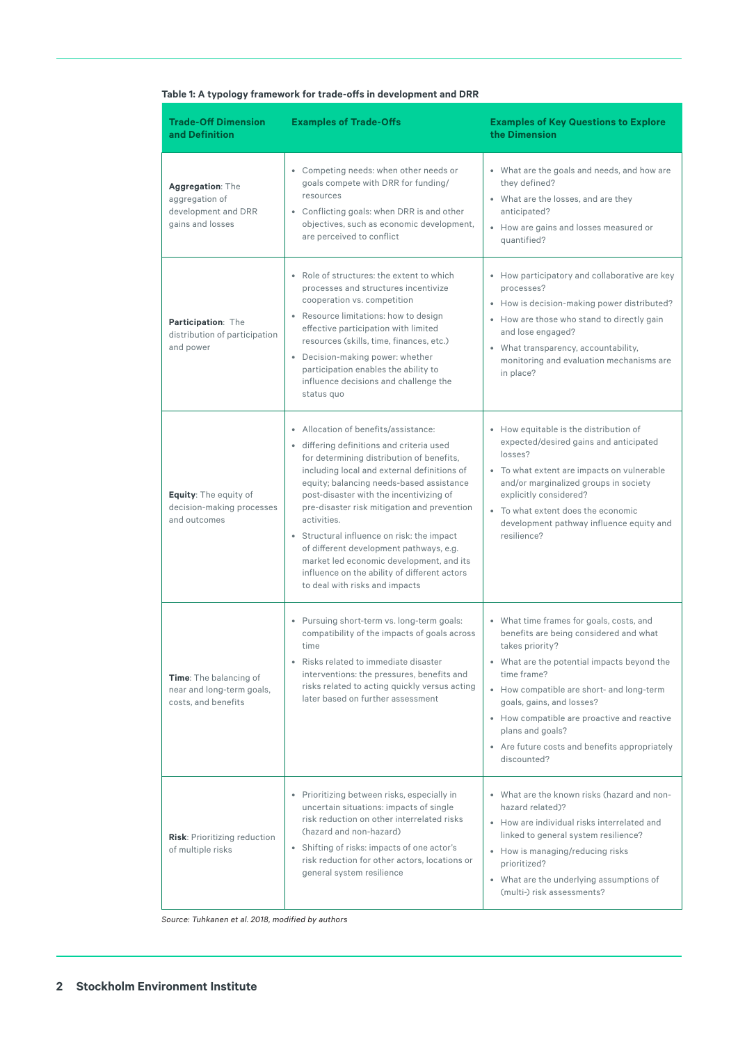**Table 1: A typology framework for trade-offs in development and DRR**

| Trade-Off Dimension and Definition | Examples of Trade-Offs | Examples of Key Questions to Explore the Dimension |
|---|---|---|
| **Aggregation**: The aggregation of development and DRR gains and losses | • Competing needs: when other needs or goals compete with DRR for funding/ resources<br>• Conflicting goals: when DRR is and other objectives, such as economic development, are perceived to conflict | • What are the goals and needs, and how are they defined?<br>• What are the losses, and are they anticipated?<br>• How are gains and losses measured or quantified? |
| **Participation**: The distribution of participation and power | • Role of structures: the extent to which processes and structures incentivize cooperation vs. competition<br>• Resource limitations: how to design effective participation with limited resources (skills, time, finances, etc.)<br>• Decision-making power: whether participation enables the ability to influence decisions and challenge the status quo | • How participatory and collaborative are key processes?<br>• How is decision-making power distributed?<br>• How are those who stand to directly gain and lose engaged?<br>• What transparency, accountability, monitoring and evaluation mechanisms are in place? |
| **Equity**: The equity of decision-making processes and outcomes | • Allocation of benefits/assistance:<br>• differing definitions and criteria used for determining distribution of benefits, including local and external definitions of equity; balancing needs-based assistance post-disaster with the incentivizing of pre-disaster risk mitigation and prevention activities.<br>• Structural influence on risk: the impact of different development pathways, e.g. market led economic development, and its influence on the ability of different actors to deal with risks and impacts | • How equitable is the distribution of expected/desired gains and anticipated losses?<br>• To what extent are impacts on vulnerable and/or marginalized groups in society explicitly considered?<br>• To what extent does the economic development pathway influence equity and resilience? |
| **Time**: The balancing of near and long-term goals, costs, and benefits | • Pursuing short-term vs. long-term goals: compatibility of the impacts of goals across time<br>• Risks related to immediate disaster interventions: the pressures, benefits and risks related to acting quickly versus acting later based on further assessment | • What time frames for goals, costs, and benefits are being considered and what takes priority?<br>• What are the potential impacts beyond the time frame?<br>• How compatible are short- and long-term goals, gains, and losses?<br>• How compatible are proactive and reactive plans and goals?<br>• Are future costs and benefits appropriately discounted? |
| **Risk**: Prioritizing reduction of multiple risks | • Prioritizing between risks, especially in uncertain situations: impacts of single risk reduction on other interrelated risks (hazard and non-hazard)<br>• Shifting of risks: impacts of one actor's risk reduction for other actors, locations or general system resilience | • What are the known risks (hazard and non-hazard related)?<br>• How are individual risks interrelated and linked to general system resilience?<br>• How is managing/reducing risks prioritized?<br>• What are the underlying assumptions of (multi-) risk assessments? |

*Source: Tuhkanen et al. 2018, modified by authors*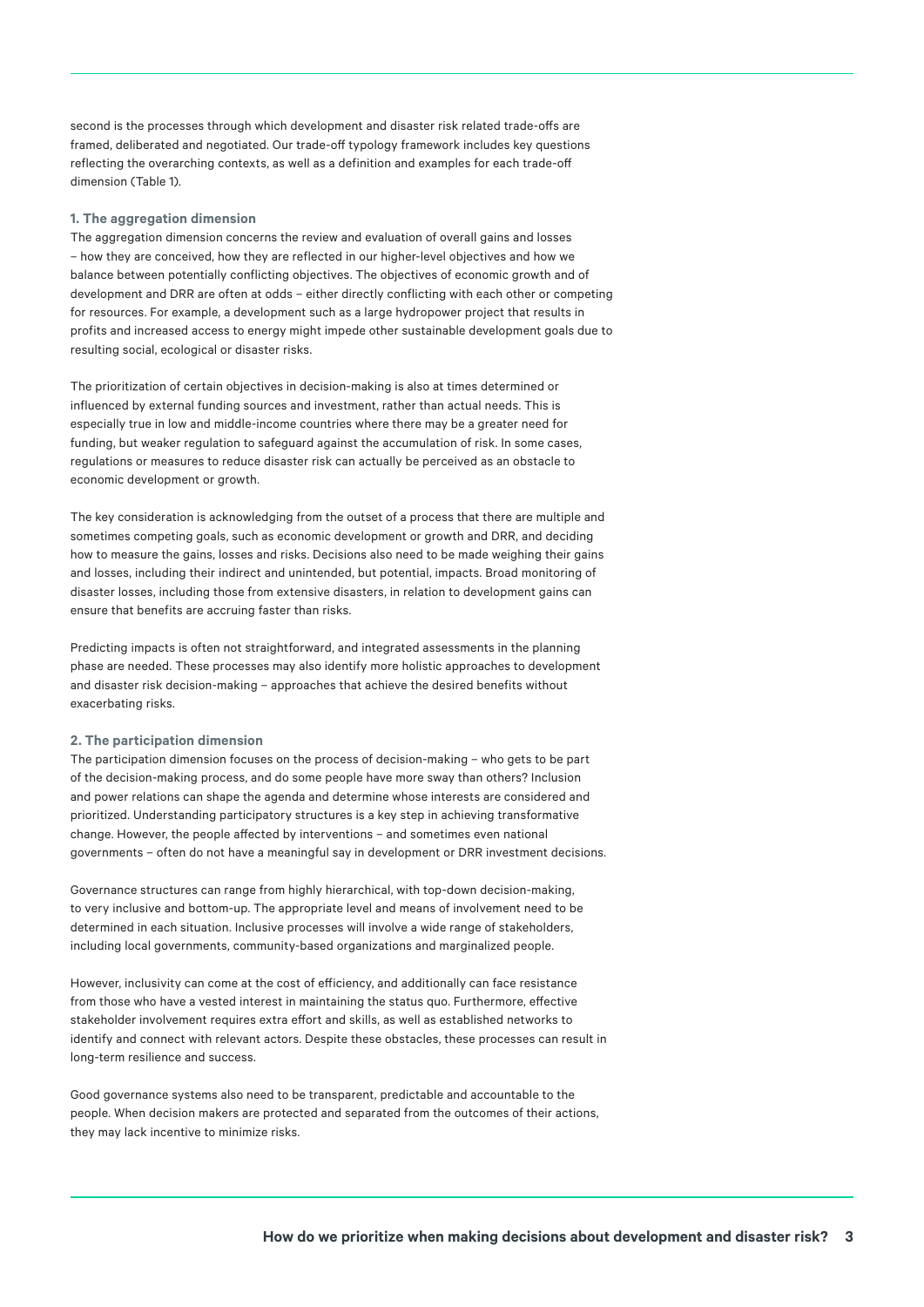second is the processes through which development and disaster risk related trade-offs are framed, deliberated and negotiated. Our trade-off typology framework includes key questions reflecting the overarching contexts, as well as a definition and examples for each trade-off dimension (Table 1).

### 1. The aggregation dimension

The aggregation dimension concerns the review and evaluation of overall gains and losses – how they are conceived, how they are reflected in our higher-level objectives and how we balance between potentially conflicting objectives. The objectives of economic growth and of development and DRR are often at odds – either directly conflicting with each other or competing for resources. For example, a development such as a large hydropower project that results in profits and increased access to energy might impede other sustainable development goals due to resulting social, ecological or disaster risks.

The prioritization of certain objectives in decision-making is also at times determined or influenced by external funding sources and investment, rather than actual needs. This is especially true in low and middle-income countries where there may be a greater need for funding, but weaker regulation to safeguard against the accumulation of risk. In some cases, regulations or measures to reduce disaster risk can actually be perceived as an obstacle to economic development or growth.

The key consideration is acknowledging from the outset of a process that there are multiple and sometimes competing goals, such as economic development or growth and DRR, and deciding how to measure the gains, losses and risks. Decisions also need to be made weighing their gains and losses, including their indirect and unintended, but potential, impacts. Broad monitoring of disaster losses, including those from extensive disasters, in relation to development gains can ensure that benefits are accruing faster than risks.

Predicting impacts is often not straightforward, and integrated assessments in the planning phase are needed. These processes may also identify more holistic approaches to development and disaster risk decision-making – approaches that achieve the desired benefits without exacerbating risks.

### 2. The participation dimension

The participation dimension focuses on the process of decision-making – who gets to be part of the decision-making process, and do some people have more sway than others? Inclusion and power relations can shape the agenda and determine whose interests are considered and prioritized. Understanding participatory structures is a key step in achieving transformative change. However, the people affected by interventions – and sometimes even national governments – often do not have a meaningful say in development or DRR investment decisions.

Governance structures can range from highly hierarchical, with top-down decision-making, to very inclusive and bottom-up. The appropriate level and means of involvement need to be determined in each situation. Inclusive processes will involve a wide range of stakeholders, including local governments, community-based organizations and marginalized people.

However, inclusivity can come at the cost of efficiency, and additionally can face resistance from those who have a vested interest in maintaining the status quo. Furthermore, effective stakeholder involvement requires extra effort and skills, as well as established networks to identify and connect with relevant actors. Despite these obstacles, these processes can result in long-term resilience and success.

Good governance systems also need to be transparent, predictable and accountable to the people. When decision makers are protected and separated from the outcomes of their actions, they may lack incentive to minimize risks.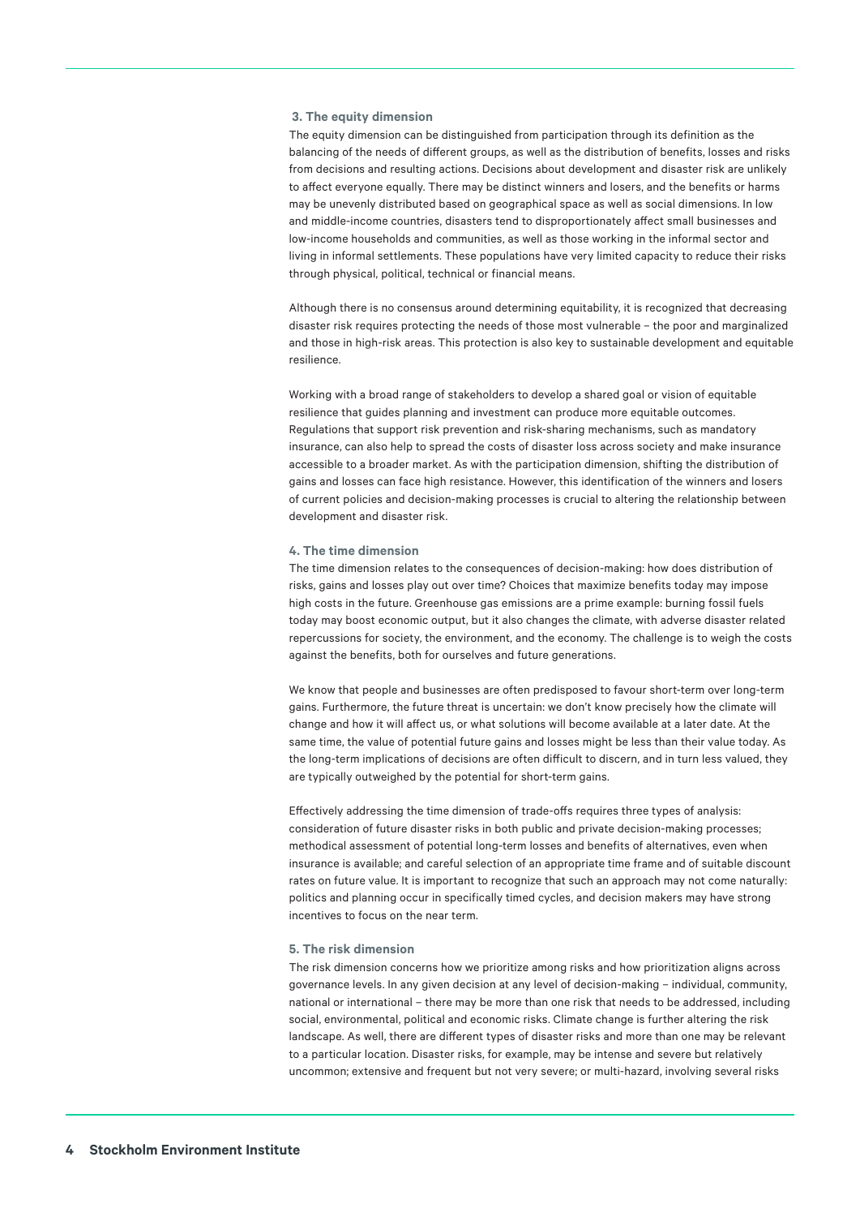### 3. The equity dimension

The equity dimension can be distinguished from participation through its definition as the balancing of the needs of different groups, as well as the distribution of benefits, losses and risks from decisions and resulting actions. Decisions about development and disaster risk are unlikely to affect everyone equally. There may be distinct winners and losers, and the benefits or harms may be unevenly distributed based on geographical space as well as social dimensions. In low and middle-income countries, disasters tend to disproportionately affect small businesses and low-income households and communities, as well as those working in the informal sector and living in informal settlements. These populations have very limited capacity to reduce their risks through physical, political, technical or financial means.

Although there is no consensus around determining equitability, it is recognized that decreasing disaster risk requires protecting the needs of those most vulnerable – the poor and marginalized and those in high-risk areas. This protection is also key to sustainable development and equitable resilience.

Working with a broad range of stakeholders to develop a shared goal or vision of equitable resilience that guides planning and investment can produce more equitable outcomes. Regulations that support risk prevention and risk-sharing mechanisms, such as mandatory insurance, can also help to spread the costs of disaster loss across society and make insurance accessible to a broader market. As with the participation dimension, shifting the distribution of gains and losses can face high resistance. However, this identification of the winners and losers of current policies and decision-making processes is crucial to altering the relationship between development and disaster risk.

### 4. The time dimension

The time dimension relates to the consequences of decision-making: how does distribution of risks, gains and losses play out over time? Choices that maximize benefits today may impose high costs in the future. Greenhouse gas emissions are a prime example: burning fossil fuels today may boost economic output, but it also changes the climate, with adverse disaster related repercussions for society, the environment, and the economy. The challenge is to weigh the costs against the benefits, both for ourselves and future generations.

We know that people and businesses are often predisposed to favour short-term over long-term gains. Furthermore, the future threat is uncertain: we don't know precisely how the climate will change and how it will affect us, or what solutions will become available at a later date. At the same time, the value of potential future gains and losses might be less than their value today. As the long-term implications of decisions are often difficult to discern, and in turn less valued, they are typically outweighed by the potential for short-term gains.

Effectively addressing the time dimension of trade-offs requires three types of analysis: consideration of future disaster risks in both public and private decision-making processes; methodical assessment of potential long-term losses and benefits of alternatives, even when insurance is available; and careful selection of an appropriate time frame and of suitable discount rates on future value. It is important to recognize that such an approach may not come naturally: politics and planning occur in specifically timed cycles, and decision makers may have strong incentives to focus on the near term.

### 5. The risk dimension

The risk dimension concerns how we prioritize among risks and how prioritization aligns across governance levels. In any given decision at any level of decision-making – individual, community, national or international – there may be more than one risk that needs to be addressed, including social, environmental, political and economic risks. Climate change is further altering the risk landscape. As well, there are different types of disaster risks and more than one may be relevant to a particular location. Disaster risks, for example, may be intense and severe but relatively uncommon; extensive and frequent but not very severe; or multi-hazard, involving several risks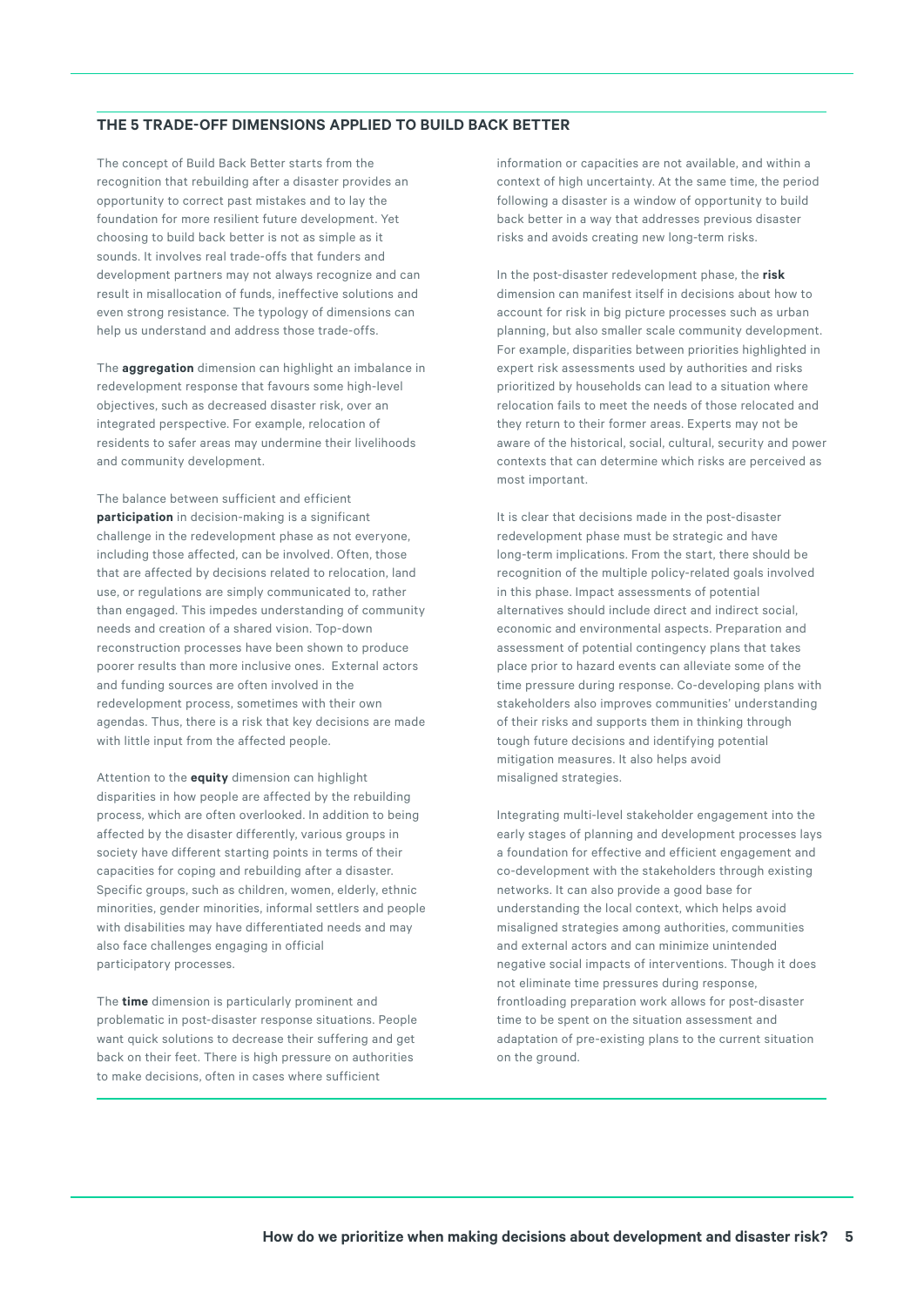## THE 5 TRADE-OFF DIMENSIONS APPLIED TO BUILD BACK BETTER

The concept of Build Back Better starts from the recognition that rebuilding after a disaster provides an opportunity to correct past mistakes and to lay the foundation for more resilient future development. Yet choosing to build back better is not as simple as it sounds. It involves real trade-offs that funders and development partners may not always recognize and can result in misallocation of funds, ineffective solutions and even strong resistance. The typology of dimensions can help us understand and address those trade-offs.

The **aggregation** dimension can highlight an imbalance in redevelopment response that favours some high-level objectives, such as decreased disaster risk, over an integrated perspective. For example, relocation of residents to safer areas may undermine their livelihoods and community development.

The balance between sufficient and efficient **participation** in decision-making is a significant challenge in the redevelopment phase as not everyone, including those affected, can be involved. Often, those that are affected by decisions related to relocation, land use, or regulations are simply communicated to, rather than engaged. This impedes understanding of community needs and creation of a shared vision. Top-down reconstruction processes have been shown to produce poorer results than more inclusive ones. External actors and funding sources are often involved in the redevelopment process, sometimes with their own agendas. Thus, there is a risk that key decisions are made with little input from the affected people.

Attention to the **equity** dimension can highlight disparities in how people are affected by the rebuilding process, which are often overlooked. In addition to being affected by the disaster differently, various groups in society have different starting points in terms of their capacities for coping and rebuilding after a disaster. Specific groups, such as children, women, elderly, ethnic minorities, gender minorities, informal settlers and people with disabilities may have differentiated needs and may also face challenges engaging in official participatory processes.

The **time** dimension is particularly prominent and problematic in post-disaster response situations. People want quick solutions to decrease their suffering and get back on their feet. There is high pressure on authorities to make decisions, often in cases where sufficient information or capacities are not available, and within a context of high uncertainty. At the same time, the period following a disaster is a window of opportunity to build back better in a way that addresses previous disaster risks and avoids creating new long-term risks.

In the post-disaster redevelopment phase, the **risk** dimension can manifest itself in decisions about how to account for risk in big picture processes such as urban planning, but also smaller scale community development. For example, disparities between priorities highlighted in expert risk assessments used by authorities and risks prioritized by households can lead to a situation where relocation fails to meet the needs of those relocated and they return to their former areas. Experts may not be aware of the historical, social, cultural, security and power contexts that can determine which risks are perceived as most important.

It is clear that decisions made in the post-disaster redevelopment phase must be strategic and have long-term implications. From the start, there should be recognition of the multiple policy-related goals involved in this phase. Impact assessments of potential alternatives should include direct and indirect social, economic and environmental aspects. Preparation and assessment of potential contingency plans that takes place prior to hazard events can alleviate some of the time pressure during response. Co-developing plans with stakeholders also improves communities' understanding of their risks and supports them in thinking through tough future decisions and identifying potential mitigation measures. It also helps avoid misaligned strategies.

Integrating multi-level stakeholder engagement into the early stages of planning and development processes lays a foundation for effective and efficient engagement and co-development with the stakeholders through existing networks. It can also provide a good base for understanding the local context, which helps avoid misaligned strategies among authorities, communities and external actors and can minimize unintended negative social impacts of interventions. Though it does not eliminate time pressures during response, frontloading preparation work allows for post-disaster time to be spent on the situation assessment and adaptation of pre-existing plans to the current situation on the ground.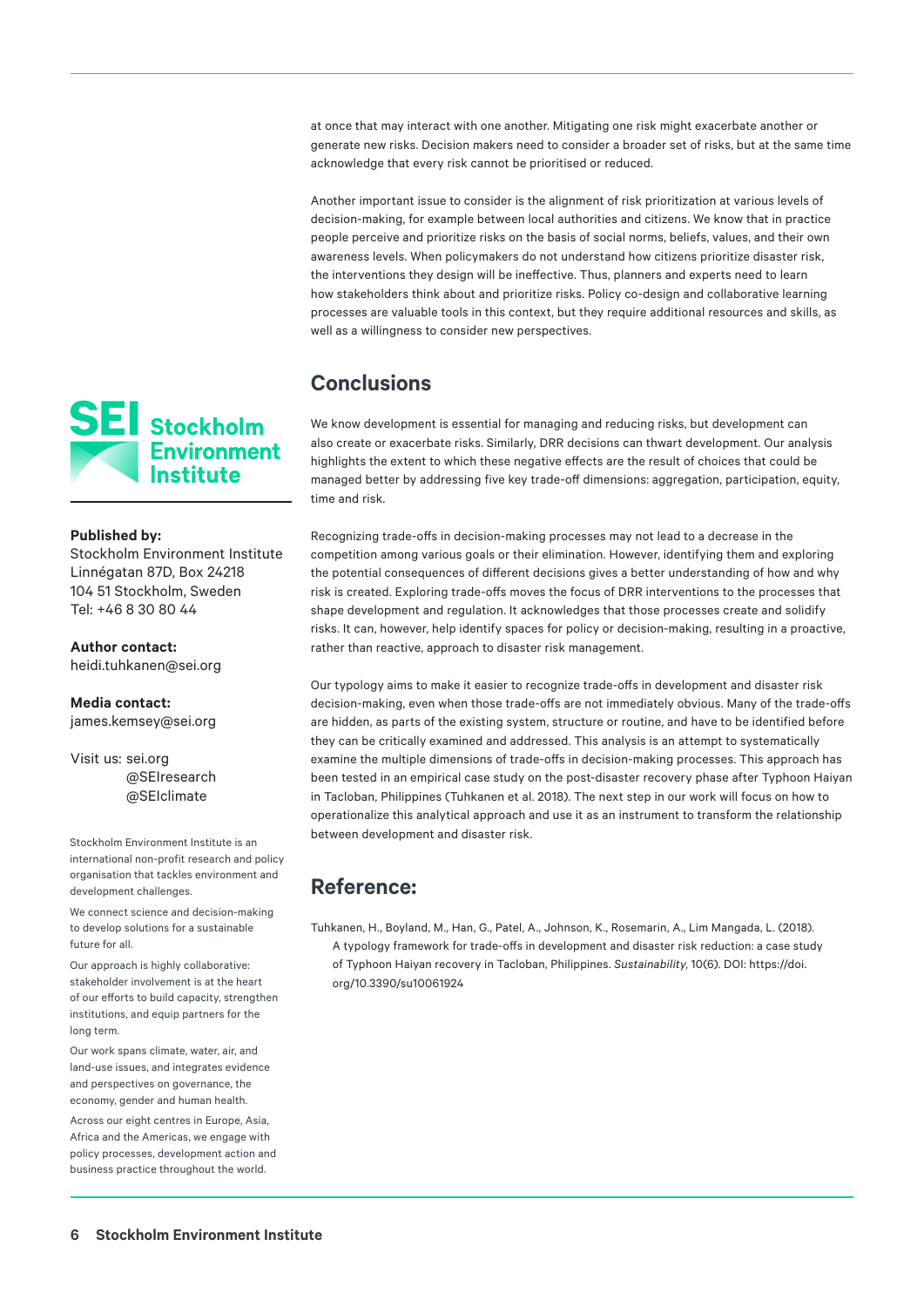at once that may interact with one another. Mitigating one risk might exacerbate another or generate new risks. Decision makers need to consider a broader set of risks, but at the same time acknowledge that every risk cannot be prioritised or reduced.

Another important issue to consider is the alignment of risk prioritization at various levels of decision-making, for example between local authorities and citizens. We know that in practice people perceive and prioritize risks on the basis of social norms, beliefs, values, and their own awareness levels. When policymakers do not understand how citizens prioritize disaster risk, the interventions they design will be ineffective. Thus, planners and experts need to learn how stakeholders think about and prioritize risks. Policy co-design and collaborative learning processes are valuable tools in this context, but they require additional resources and skills, as well as a willingness to consider new perspectives.

## Conclusions

We know development is essential for managing and reducing risks, but development can also create or exacerbate risks. Similarly, DRR decisions can thwart development. Our analysis highlights the extent to which these negative effects are the result of choices that could be managed better by addressing five key trade-off dimensions: aggregation, participation, equity, time and risk.

Recognizing trade-offs in decision-making processes may not lead to a decrease in the competition among various goals or their elimination. However, identifying them and exploring the potential consequences of different decisions gives a better understanding of how and why risk is created. Exploring trade-offs moves the focus of DRR interventions to the processes that shape development and regulation. It acknowledges that those processes create and solidify risks. It can, however, help identify spaces for policy or decision-making, resulting in a proactive, rather than reactive, approach to disaster risk management.

Our typology aims to make it easier to recognize trade-offs in development and disaster risk decision-making, even when those trade-offs are not immediately obvious. Many of the trade-offs are hidden, as parts of the existing system, structure or routine, and have to be identified before they can be critically examined and addressed. This analysis is an attempt to systematically examine the multiple dimensions of trade-offs in decision-making processes. This approach has been tested in an empirical case study on the post-disaster recovery phase after Typhoon Haiyan in Tacloban, Philippines (Tuhkanen et al. 2018). The next step in our work will focus on how to operationalize this analytical approach and use it as an instrument to transform the relationship between development and disaster risk.

## Reference:

Tuhkanen, H., Boyland, M., Han, G., Patel, A., Johnson, K., Rosemarin, A., Lim Mangada, L. (2018). A typology framework for trade-offs in development and disaster risk reduction: a case study of Typhoon Haiyan recovery in Tacloban, Philippines. *Sustainability*, 10(6). DOI: https://doi.org/10.3390/su10061924

**SEI Stockholm Environment Institute**

**Published by:**
Stockholm Environment Institute
Linnégatan 87D, Box 24218
104 51 Stockholm, Sweden
Tel: +46 8 30 80 44

**Author contact:**
heidi.tuhkanen@sei.org

**Media contact:**
james.kemsey@sei.org

Visit us: sei.org
@SEIresearch
@SEIclimate

Stockholm Environment Institute is an international non-profit research and policy organisation that tackles environment and development challenges.

We connect science and decision-making to develop solutions for a sustainable future for all.

Our approach is highly collaborative: stakeholder involvement is at the heart of our efforts to build capacity, strengthen institutions, and equip partners for the long term.

Our work spans climate, water, air, and land-use issues, and integrates evidence and perspectives on governance, the economy, gender and human health.

Across our eight centres in Europe, Asia, Africa and the Americas, we engage with policy processes, development action and business practice throughout the world.